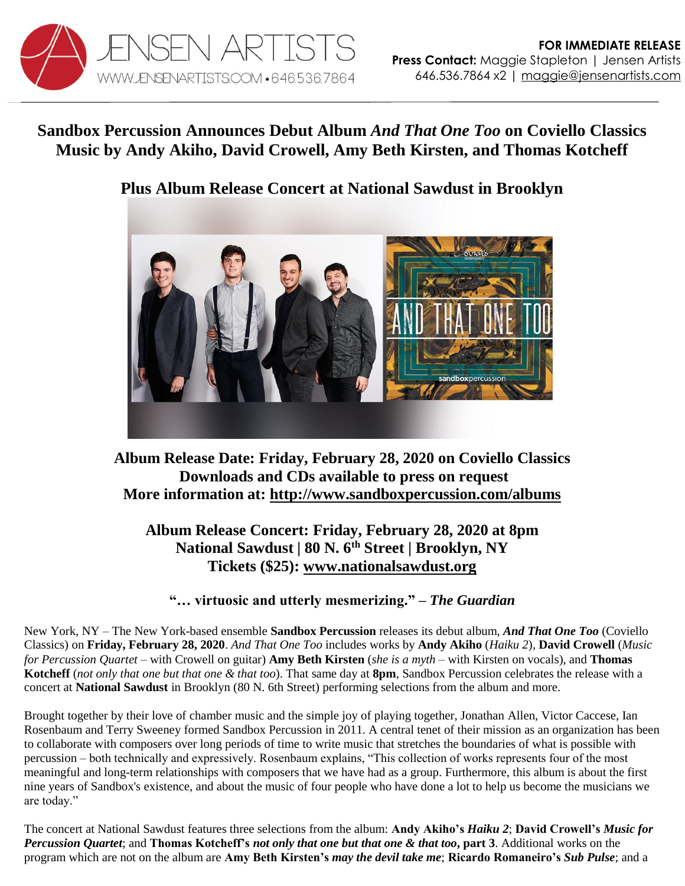JENSEN ARTISTS
WWW.JENSENARTISTS.COM • 646.536.7864

**FOR IMMEDIATE RELEASE**
**Press Contact:** Maggie Stapleton | Jensen Artists
646.536.7864 x2 | maggie@jensenartists.com

# Sandbox Percussion Announces Debut Album *And That One Too* on Coviello Classics
## Music by Andy Akiho, David Crowell, Amy Beth Kirsten, and Thomas Kotcheff

## Plus Album Release Concert at National Sawdust in Brooklyn

**Album Release Date: Friday, February 28, 2020 on Coviello Classics**
**Downloads and CDs available to press on request**
**More information at: http://www.sandboxpercussion.com/albums**

**Album Release Concert: Friday, February 28, 2020 at 8pm**
**National Sawdust | 80 N. 6th Street | Brooklyn, NY**
**Tickets ($25): www.nationalsawdust.org**

**"… virtuosic and utterly mesmerizing." – *The Guardian***

New York, NY – The New York-based ensemble **Sandbox Percussion** releases its debut album, ***And That One Too*** (Coviello Classics) on **Friday, February 28, 2020**. *And That One Too* includes works by **Andy Akiho** (*Haiku 2*), **David Crowell** (*Music for Percussion Quartet* – with Crowell on guitar) **Amy Beth Kirsten** (*she is a myth* – with Kirsten on vocals), and **Thomas Kotcheff** (*not only that one but that one & that too*). That same day at **8pm**, Sandbox Percussion celebrates the release with a concert at **National Sawdust** in Brooklyn (80 N. 6th Street) performing selections from the album and more.

Brought together by their love of chamber music and the simple joy of playing together, Jonathan Allen, Victor Caccese, Ian Rosenbaum and Terry Sweeney formed Sandbox Percussion in 2011. A central tenet of their mission as an organization has been to collaborate with composers over long periods of time to write music that stretches the boundaries of what is possible with percussion – both technically and expressively. Rosenbaum explains, "This collection of works represents four of the most meaningful and long-term relationships with composers that we have had as a group. Furthermore, this album is about the first nine years of Sandbox's existence, and about the music of four people who have done a lot to help us become the musicians we are today."

The concert at National Sawdust features three selections from the album: **Andy Akiho's *Haiku 2***; **David Crowell's *Music for Percussion Quartet***; and **Thomas Kotcheff's *not only that one but that one & that too*, part 3**. Additional works on the program which are not on the album are **Amy Beth Kirsten's *may the devil take me***; **Ricardo Romaneiro's *Sub Pulse***; and a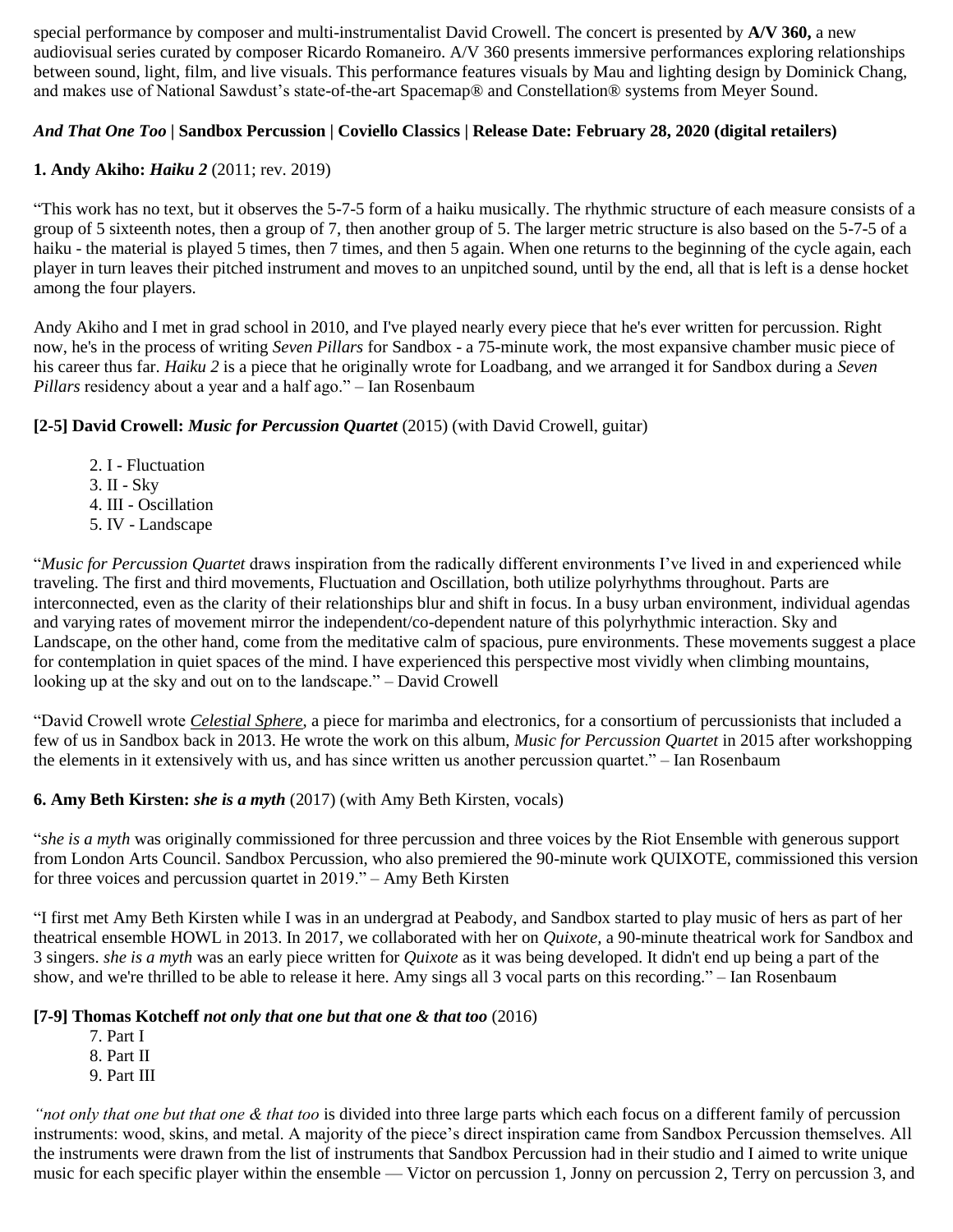special performance by composer and multi-instrumentalist David Crowell. The concert is presented by **A/V 360,** a new audiovisual series curated by composer Ricardo Romaneiro. A/V 360 presents immersive performances exploring relationships between sound, light, film, and live visuals. This performance features visuals by Mau and lighting design by Dominick Chang, and makes use of National Sawdust's state-of-the-art Spacemap® and Constellation® systems from Meyer Sound.

***And That One Too* | Sandbox Percussion | Coviello Classics | Release Date: February 28, 2020 (digital retailers)**

**1. Andy Akiho: *Haiku 2*** (2011; rev. 2019)

"This work has no text, but it observes the 5-7-5 form of a haiku musically. The rhythmic structure of each measure consists of a group of 5 sixteenth notes, then a group of 7, then another group of 5. The larger metric structure is also based on the 5-7-5 of a haiku - the material is played 5 times, then 7 times, and then 5 again. When one returns to the beginning of the cycle again, each player in turn leaves their pitched instrument and moves to an unpitched sound, until by the end, all that is left is a dense hocket among the four players.

Andy Akiho and I met in grad school in 2010, and I've played nearly every piece that he's ever written for percussion. Right now, he's in the process of writing *Seven Pillars* for Sandbox - a 75-minute work, the most expansive chamber music piece of his career thus far. *Haiku 2* is a piece that he originally wrote for Loadbang, and we arranged it for Sandbox during a *Seven Pillars* residency about a year and a half ago." – Ian Rosenbaum

**[2-5] David Crowell: *Music for Percussion Quartet*** (2015) (with David Crowell, guitar)

2. I - Fluctuation
3. II - Sky
4. III - Oscillation
5. IV - Landscape

"*Music for Percussion Quartet* draws inspiration from the radically different environments I've lived in and experienced while traveling. The first and third movements, Fluctuation and Oscillation, both utilize polyrhythms throughout. Parts are interconnected, even as the clarity of their relationships blur and shift in focus. In a busy urban environment, individual agendas and varying rates of movement mirror the independent/co-dependent nature of this polyrhythmic interaction. Sky and Landscape, on the other hand, come from the meditative calm of spacious, pure environments. These movements suggest a place for contemplation in quiet spaces of the mind. I have experienced this perspective most vividly when climbing mountains, looking up at the sky and out on to the landscape." – David Crowell

"David Crowell wrote *Celestial Sphere*, a piece for marimba and electronics, for a consortium of percussionists that included a few of us in Sandbox back in 2013. He wrote the work on this album, *Music for Percussion Quartet* in 2015 after workshopping the elements in it extensively with us, and has since written us another percussion quartet." – Ian Rosenbaum

**6. Amy Beth Kirsten: *she is a myth*** (2017) (with Amy Beth Kirsten, vocals)

"*she is a myth* was originally commissioned for three percussion and three voices by the Riot Ensemble with generous support from London Arts Council. Sandbox Percussion, who also premiered the 90-minute work QUIXOTE, commissioned this version for three voices and percussion quartet in 2019." – Amy Beth Kirsten

"I first met Amy Beth Kirsten while I was in an undergrad at Peabody, and Sandbox started to play music of hers as part of her theatrical ensemble HOWL in 2013. In 2017, we collaborated with her on *Quixote*, a 90-minute theatrical work for Sandbox and 3 singers. *she is a myth* was an early piece written for *Quixote* as it was being developed. It didn't end up being a part of the show, and we're thrilled to be able to release it here. Amy sings all 3 vocal parts on this recording." – Ian Rosenbaum

**[7-9] Thomas Kotcheff *not only that one but that one & that too*** (2016)

7. Part I
8. Part II
9. Part III

*"not only that one but that one & that too* is divided into three large parts which each focus on a different family of percussion instruments: wood, skins, and metal. A majority of the piece's direct inspiration came from Sandbox Percussion themselves. All the instruments were drawn from the list of instruments that Sandbox Percussion had in their studio and I aimed to write unique music for each specific player within the ensemble — Victor on percussion 1, Jonny on percussion 2, Terry on percussion 3, and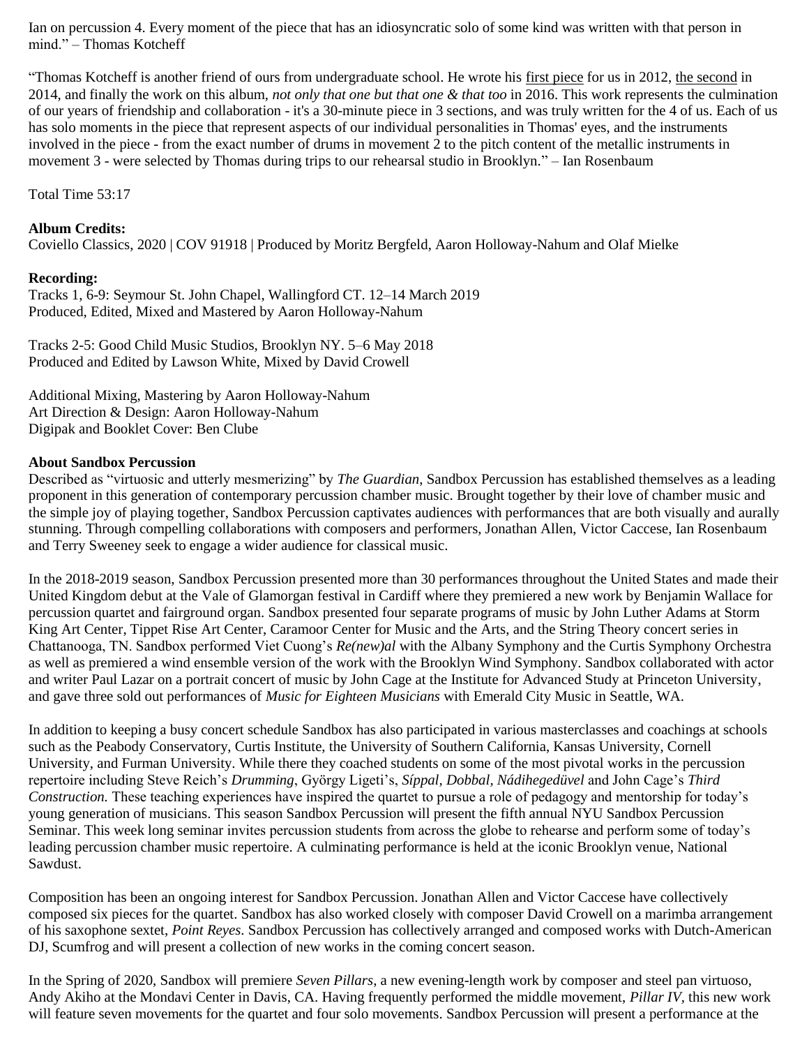Ian on percussion 4. Every moment of the piece that has an idiosyncratic solo of some kind was written with that person in mind." – Thomas Kotcheff

"Thomas Kotcheff is another friend of ours from undergraduate school. He wrote his first piece for us in 2012, the second in 2014, and finally the work on this album, *not only that one but that one & that too* in 2016. This work represents the culmination of our years of friendship and collaboration - it's a 30-minute piece in 3 sections, and was truly written for the 4 of us. Each of us has solo moments in the piece that represent aspects of our individual personalities in Thomas' eyes, and the instruments involved in the piece - from the exact number of drums in movement 2 to the pitch content of the metallic instruments in movement 3 - were selected by Thomas during trips to our rehearsal studio in Brooklyn." – Ian Rosenbaum

Total Time 53:17

**Album Credits:**
Coviello Classics, 2020 | COV 91918 | Produced by Moritz Bergfeld, Aaron Holloway-Nahum and Olaf Mielke

**Recording:**
Tracks 1, 6-9: Seymour St. John Chapel, Wallingford CT. 12–14 March 2019
Produced, Edited, Mixed and Mastered by Aaron Holloway-Nahum

Tracks 2-5: Good Child Music Studios, Brooklyn NY. 5–6 May 2018
Produced and Edited by Lawson White, Mixed by David Crowell

Additional Mixing, Mastering by Aaron Holloway-Nahum
Art Direction & Design: Aaron Holloway-Nahum
Digipak and Booklet Cover: Ben Clube

**About Sandbox Percussion**
Described as "virtuosic and utterly mesmerizing" by *The Guardian*, Sandbox Percussion has established themselves as a leading proponent in this generation of contemporary percussion chamber music. Brought together by their love of chamber music and the simple joy of playing together, Sandbox Percussion captivates audiences with performances that are both visually and aurally stunning. Through compelling collaborations with composers and performers, Jonathan Allen, Victor Caccese, Ian Rosenbaum and Terry Sweeney seek to engage a wider audience for classical music.

In the 2018-2019 season, Sandbox Percussion presented more than 30 performances throughout the United States and made their United Kingdom debut at the Vale of Glamorgan festival in Cardiff where they premiered a new work by Benjamin Wallace for percussion quartet and fairground organ. Sandbox presented four separate programs of music by John Luther Adams at Storm King Art Center, Tippet Rise Art Center, Caramoor Center for Music and the Arts, and the String Theory concert series in Chattanooga, TN. Sandbox performed Viet Cuong's *Re(new)al* with the Albany Symphony and the Curtis Symphony Orchestra as well as premiered a wind ensemble version of the work with the Brooklyn Wind Symphony. Sandbox collaborated with actor and writer Paul Lazar on a portrait concert of music by John Cage at the Institute for Advanced Study at Princeton University, and gave three sold out performances of *Music for Eighteen Musicians* with Emerald City Music in Seattle, WA.

In addition to keeping a busy concert schedule Sandbox has also participated in various masterclasses and coachings at schools such as the Peabody Conservatory, Curtis Institute, the University of Southern California, Kansas University, Cornell University, and Furman University. While there they coached students on some of the most pivotal works in the percussion repertoire including Steve Reich's *Drumming*, György Ligeti's, *Síppal, Dobbal, Nádihegedüvel* and John Cage's *Third Construction.* These teaching experiences have inspired the quartet to pursue a role of pedagogy and mentorship for today's young generation of musicians. This season Sandbox Percussion will present the fifth annual NYU Sandbox Percussion Seminar. This week long seminar invites percussion students from across the globe to rehearse and perform some of today's leading percussion chamber music repertoire. A culminating performance is held at the iconic Brooklyn venue, National Sawdust.

Composition has been an ongoing interest for Sandbox Percussion. Jonathan Allen and Victor Caccese have collectively composed six pieces for the quartet. Sandbox has also worked closely with composer David Crowell on a marimba arrangement of his saxophone sextet, *Point Reyes*. Sandbox Percussion has collectively arranged and composed works with Dutch-American DJ, Scumfrog and will present a collection of new works in the coming concert season.

In the Spring of 2020, Sandbox will premiere *Seven Pillars*, a new evening-length work by composer and steel pan virtuoso, Andy Akiho at the Mondavi Center in Davis, CA. Having frequently performed the middle movement, *Pillar IV*, this new work will feature seven movements for the quartet and four solo movements. Sandbox Percussion will present a performance at the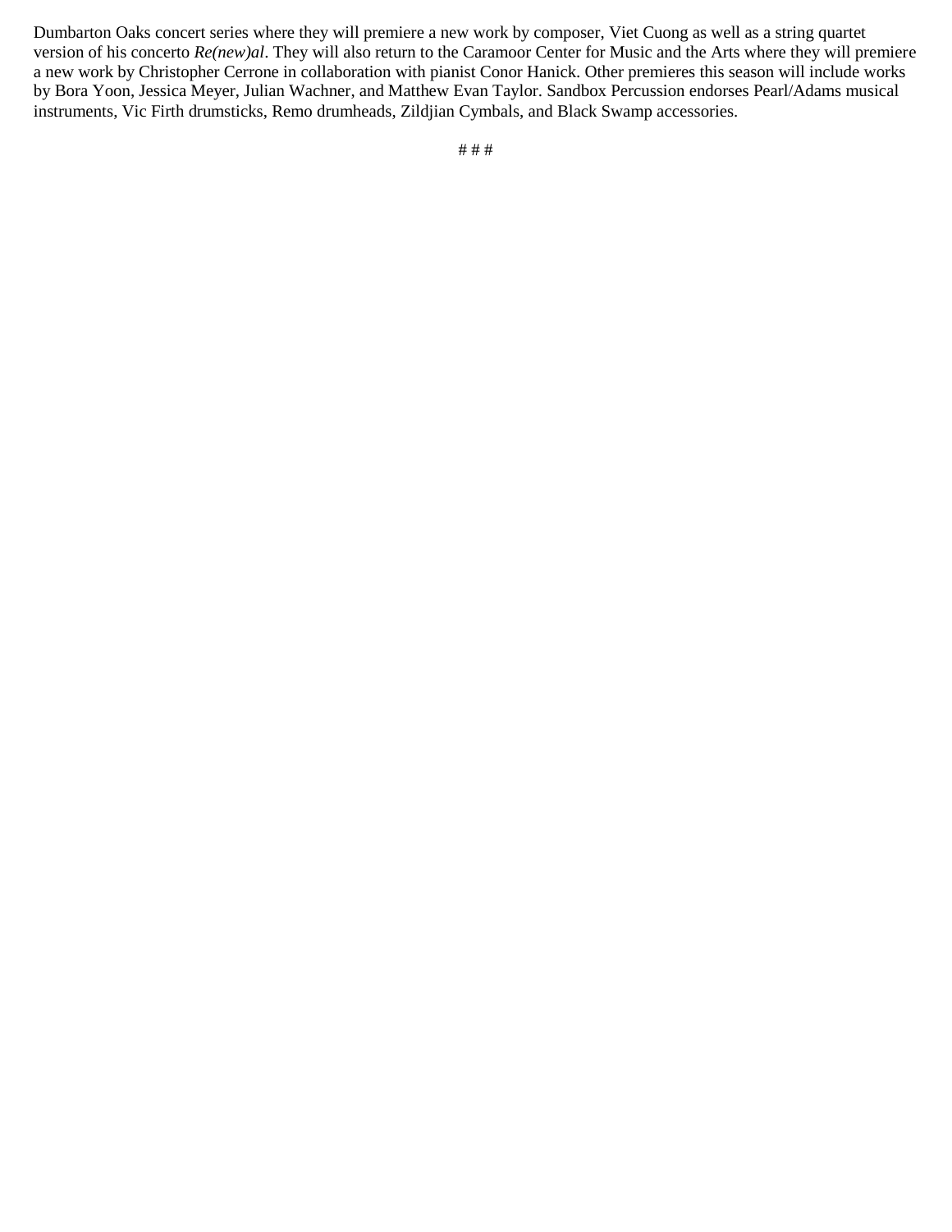Dumbarton Oaks concert series where they will premiere a new work by composer, Viet Cuong as well as a string quartet version of his concerto *Re(new)al*. They will also return to the Caramoor Center for Music and the Arts where they will premiere a new work by Christopher Cerrone in collaboration with pianist Conor Hanick. Other premieres this season will include works by Bora Yoon, Jessica Meyer, Julian Wachner, and Matthew Evan Taylor. Sandbox Percussion endorses Pearl/Adams musical instruments, Vic Firth drumsticks, Remo drumheads, Zildjian Cymbals, and Black Swamp accessories.

# # #